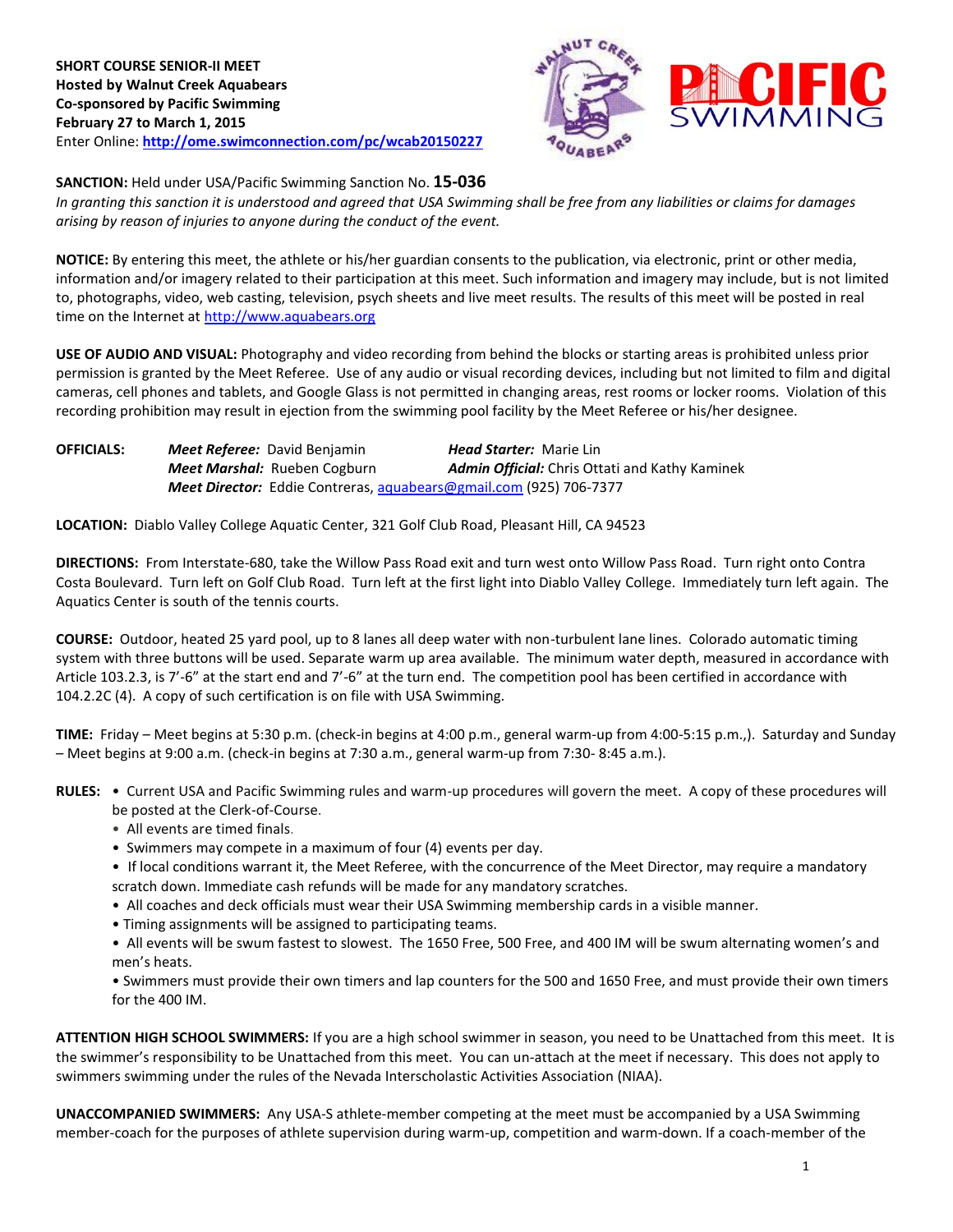**SHORT COURSE SENIOR-II MEET**
**Hosted by Walnut Creek Aquabears**
**Co-sponsored by Pacific Swimming**
**February 27 to March 1, 2015**
Enter Online: **http://ome.swimconnection.com/pc/wcab20150227**

**SANCTION:** Held under USA/Pacific Swimming Sanction No. **15-036**
*In granting this sanction it is understood and agreed that USA Swimming shall be free from any liabilities or claims for damages arising by reason of injuries to anyone during the conduct of the event.*

**NOTICE:** By entering this meet, the athlete or his/her guardian consents to the publication, via electronic, print or other media, information and/or imagery related to their participation at this meet. Such information and imagery may include, but is not limited to, photographs, video, web casting, television, psych sheets and live meet results. The results of this meet will be posted in real time on the Internet at http://www.aquabears.org

**USE OF AUDIO AND VISUAL:** Photography and video recording from behind the blocks or starting areas is prohibited unless prior permission is granted by the Meet Referee. Use of any audio or visual recording devices, including but not limited to film and digital cameras, cell phones and tablets, and Google Glass is not permitted in changing areas, rest rooms or locker rooms. Violation of this recording prohibition may result in ejection from the swimming pool facility by the Meet Referee or his/her designee.

**OFFICIALS:**
- ***Meet Referee:*** David Benjamin
- ***Head Starter:*** Marie Lin
- ***Meet Marshal:*** Rueben Cogburn
- ***Admin Official:*** Chris Ottati and Kathy Kaminek
- ***Meet Director:*** Eddie Contreras, aquabears@gmail.com (925) 706-7377

**LOCATION:** Diablo Valley College Aquatic Center, 321 Golf Club Road, Pleasant Hill, CA 94523

**DIRECTIONS:** From Interstate-680, take the Willow Pass Road exit and turn west onto Willow Pass Road. Turn right onto Contra Costa Boulevard. Turn left on Golf Club Road. Turn left at the first light into Diablo Valley College. Immediately turn left again. The Aquatics Center is south of the tennis courts.

**COURSE:** Outdoor, heated 25 yard pool, up to 8 lanes all deep water with non-turbulent lane lines. Colorado automatic timing system with three buttons will be used. Separate warm up area available. The minimum water depth, measured in accordance with Article 103.2.3, is 7'-6" at the start end and 7'-6" at the turn end. The competition pool has been certified in accordance with 104.2.2C (4). A copy of such certification is on file with USA Swimming.

**TIME:** Friday – Meet begins at 5:30 p.m. (check-in begins at 4:00 p.m., general warm-up from 4:00-5:15 p.m.,). Saturday and Sunday – Meet begins at 9:00 a.m. (check-in begins at 7:30 a.m., general warm-up from 7:30- 8:45 a.m.).

**RULES:**
- Current USA and Pacific Swimming rules and warm-up procedures will govern the meet. A copy of these procedures will be posted at the Clerk-of-Course.
- All events are timed finals.
- Swimmers may compete in a maximum of four (4) events per day.
- If local conditions warrant it, the Meet Referee, with the concurrence of the Meet Director, may require a mandatory scratch down. Immediate cash refunds will be made for any mandatory scratches.
- All coaches and deck officials must wear their USA Swimming membership cards in a visible manner.
- Timing assignments will be assigned to participating teams.
- All events will be swum fastest to slowest. The 1650 Free, 500 Free, and 400 IM will be swum alternating women's and men's heats.
- Swimmers must provide their own timers and lap counters for the 500 and 1650 Free, and must provide their own timers for the 400 IM.

**ATTENTION HIGH SCHOOL SWIMMERS:** If you are a high school swimmer in season, you need to be Unattached from this meet. It is the swimmer's responsibility to be Unattached from this meet. You can un-attach at the meet if necessary. This does not apply to swimmers swimming under the rules of the Nevada Interscholastic Activities Association (NIAA).

**UNACCOMPANIED SWIMMERS:** Any USA-S athlete-member competing at the meet must be accompanied by a USA Swimming member-coach for the purposes of athlete supervision during warm-up, competition and warm-down. If a coach-member of the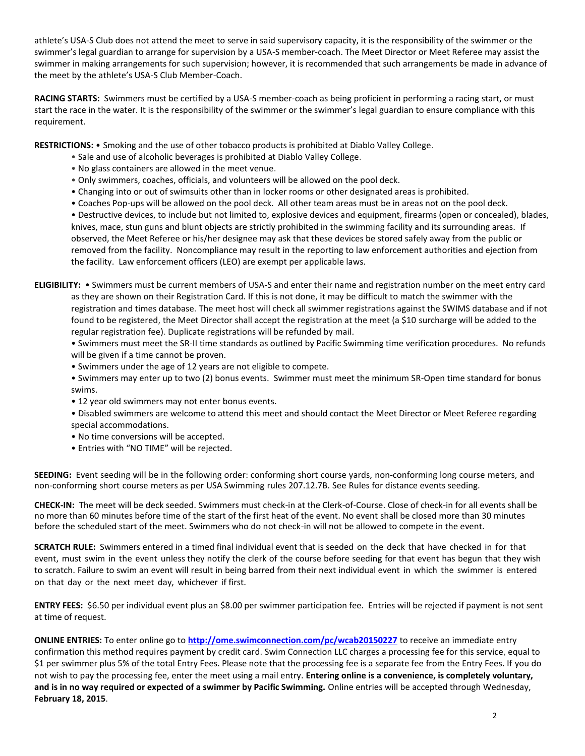athlete's USA-S Club does not attend the meet to serve in said supervisory capacity, it is the responsibility of the swimmer or the swimmer's legal guardian to arrange for supervision by a USA-S member-coach. The Meet Director or Meet Referee may assist the swimmer in making arrangements for such supervision; however, it is recommended that such arrangements be made in advance of the meet by the athlete's USA-S Club Member-Coach.

**RACING STARTS:** Swimmers must be certified by a USA-S member-coach as being proficient in performing a racing start, or must start the race in the water. It is the responsibility of the swimmer or the swimmer's legal guardian to ensure compliance with this requirement.

**RESTRICTIONS:**
- Smoking and the use of other tobacco products is prohibited at Diablo Valley College.
- Sale and use of alcoholic beverages is prohibited at Diablo Valley College.
- No glass containers are allowed in the meet venue.
- Only swimmers, coaches, officials, and volunteers will be allowed on the pool deck.
- Changing into or out of swimsuits other than in locker rooms or other designated areas is prohibited.
- Coaches Pop-ups will be allowed on the pool deck. All other team areas must be in areas not on the pool deck.
- Destructive devices, to include but not limited to, explosive devices and equipment, firearms (open or concealed), blades, knives, mace, stun guns and blunt objects are strictly prohibited in the swimming facility and its surrounding areas. If observed, the Meet Referee or his/her designee may ask that these devices be stored safely away from the public or removed from the facility. Noncompliance may result in the reporting to law enforcement authorities and ejection from the facility. Law enforcement officers (LEO) are exempt per applicable laws.

**ELIGIBILITY:**
- Swimmers must be current members of USA-S and enter their name and registration number on the meet entry card as they are shown on their Registration Card. If this is not done, it may be difficult to match the swimmer with the registration and times database. The meet host will check all swimmer registrations against the SWIMS database and if not found to be registered, the Meet Director shall accept the registration at the meet (a $10 surcharge will be added to the regular registration fee). Duplicate registrations will be refunded by mail.
- Swimmers must meet the SR-II time standards as outlined by Pacific Swimming time verification procedures. No refunds will be given if a time cannot be proven.
- Swimmers under the age of 12 years are not eligible to compete.
- Swimmers may enter up to two (2) bonus events. Swimmer must meet the minimum SR-Open time standard for bonus swims.
- 12 year old swimmers may not enter bonus events.
- Disabled swimmers are welcome to attend this meet and should contact the Meet Director or Meet Referee regarding special accommodations.
- No time conversions will be accepted.
- Entries with "NO TIME" will be rejected.

**SEEDING:** Event seeding will be in the following order: conforming short course yards, non-conforming long course meters, and non-conforming short course meters as per USA Swimming rules 207.12.7B. See Rules for distance events seeding.

**CHECK-IN:** The meet will be deck seeded. Swimmers must check-in at the Clerk-of-Course. Close of check-in for all events shall be no more than 60 minutes before time of the start of the first heat of the event. No event shall be closed more than 30 minutes before the scheduled start of the meet. Swimmers who do not check-in will not be allowed to compete in the event.

**SCRATCH RULE:** Swimmers entered in a timed final individual event that is seeded on the deck that have checked in for that event, must swim in the event unless they notify the clerk of the course before seeding for that event has begun that they wish to scratch. Failure to swim an event will result in being barred from their next individual event in which the swimmer is entered on that day or the next meet day, whichever if first.

**ENTRY FEES:** $6.50 per individual event plus an $8.00 per swimmer participation fee. Entries will be rejected if payment is not sent at time of request.

**ONLINE ENTRIES:** To enter online go to **http://ome.swimconnection.com/pc/wcab20150227** to receive an immediate entry confirmation this method requires payment by credit card. Swim Connection LLC charges a processing fee for this service, equal to $1 per swimmer plus 5% of the total Entry Fees. Please note that the processing fee is a separate fee from the Entry Fees. If you do not wish to pay the processing fee, enter the meet using a mail entry. **Entering online is a convenience, is completely voluntary, and is in no way required or expected of a swimmer by Pacific Swimming.** Online entries will be accepted through Wednesday, **February 18, 2015**.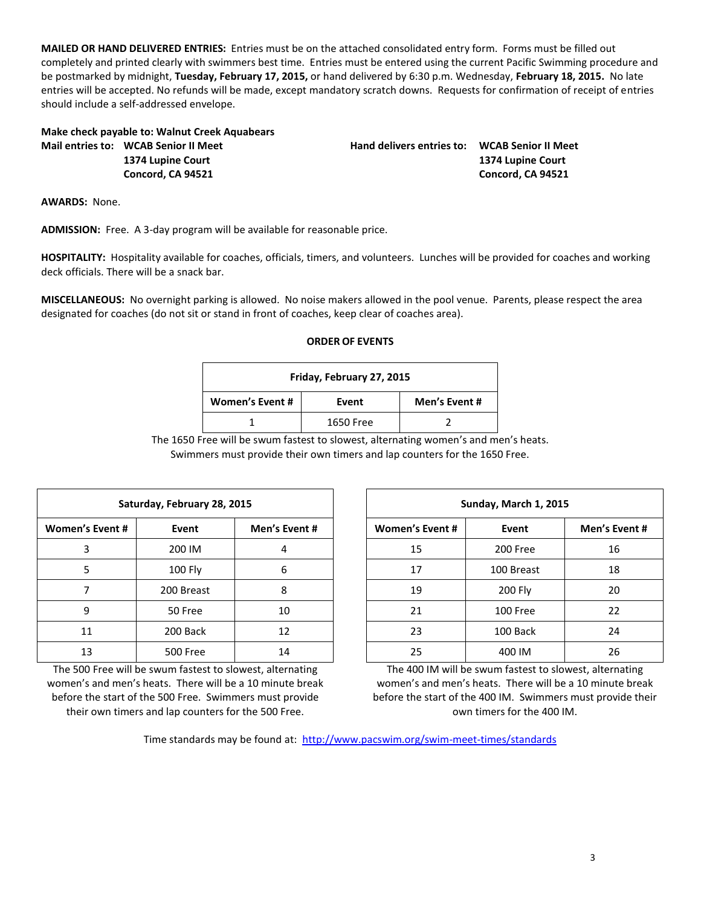**MAILED OR HAND DELIVERED ENTRIES:** Entries must be on the attached consolidated entry form. Forms must be filled out completely and printed clearly with swimmers best time. Entries must be entered using the current Pacific Swimming procedure and be postmarked by midnight, **Tuesday, February 17, 2015,** or hand delivered by 6:30 p.m. Wednesday, **February 18, 2015.** No late entries will be accepted. No refunds will be made, except mandatory scratch downs. Requests for confirmation of receipt of entries should include a self-addressed envelope.

**Make check payable to: Walnut Creek Aquabears**

**Mail entries to: WCAB Senior II Meet**
**1374 Lupine Court**
**Concord, CA 94521**

**Hand delivers entries to: WCAB Senior II Meet**
**1374 Lupine Court**
**Concord, CA 94521**

**AWARDS:** None.

**ADMISSION:** Free. A 3-day program will be available for reasonable price.

**HOSPITALITY:** Hospitality available for coaches, officials, timers, and volunteers. Lunches will be provided for coaches and working deck officials. There will be a snack bar.

**MISCELLANEOUS:** No overnight parking is allowed. No noise makers allowed in the pool venue. Parents, please respect the area designated for coaches (do not sit or stand in front of coaches, keep clear of coaches area).

**ORDER OF EVENTS**

| Friday, February 27, 2015 | | |
|---|---|---|
| **Women's Event #** | **Event** | **Men's Event #** |
| 1 | 1650 Free | 2 |

The 1650 Free will be swum fastest to slowest, alternating women's and men's heats. Swimmers must provide their own timers and lap counters for the 1650 Free.

| Saturday, February 28, 2015 | | |
|---|---|---|
| **Women's Event #** | **Event** | **Men's Event #** |
| 3 | 200 IM | 4 |
| 5 | 100 Fly | 6 |
| 7 | 200 Breast | 8 |
| 9 | 50 Free | 10 |
| 11 | 200 Back | 12 |
| 13 | 500 Free | 14 |

The 500 Free will be swum fastest to slowest, alternating women's and men's heats. There will be a 10 minute break before the start of the 500 Free. Swimmers must provide their own timers and lap counters for the 500 Free.

| Sunday, March 1, 2015 | | |
|---|---|---|
| **Women's Event #** | **Event** | **Men's Event #** |
| 15 | 200 Free | 16 |
| 17 | 100 Breast | 18 |
| 19 | 200 Fly | 20 |
| 21 | 100 Free | 22 |
| 23 | 100 Back | 24 |
| 25 | 400 IM | 26 |

The 400 IM will be swum fastest to slowest, alternating women's and men's heats. There will be a 10 minute break before the start of the 400 IM. Swimmers must provide their own timers for the 400 IM.

Time standards may be found at: http://www.pacswim.org/swim-meet-times/standards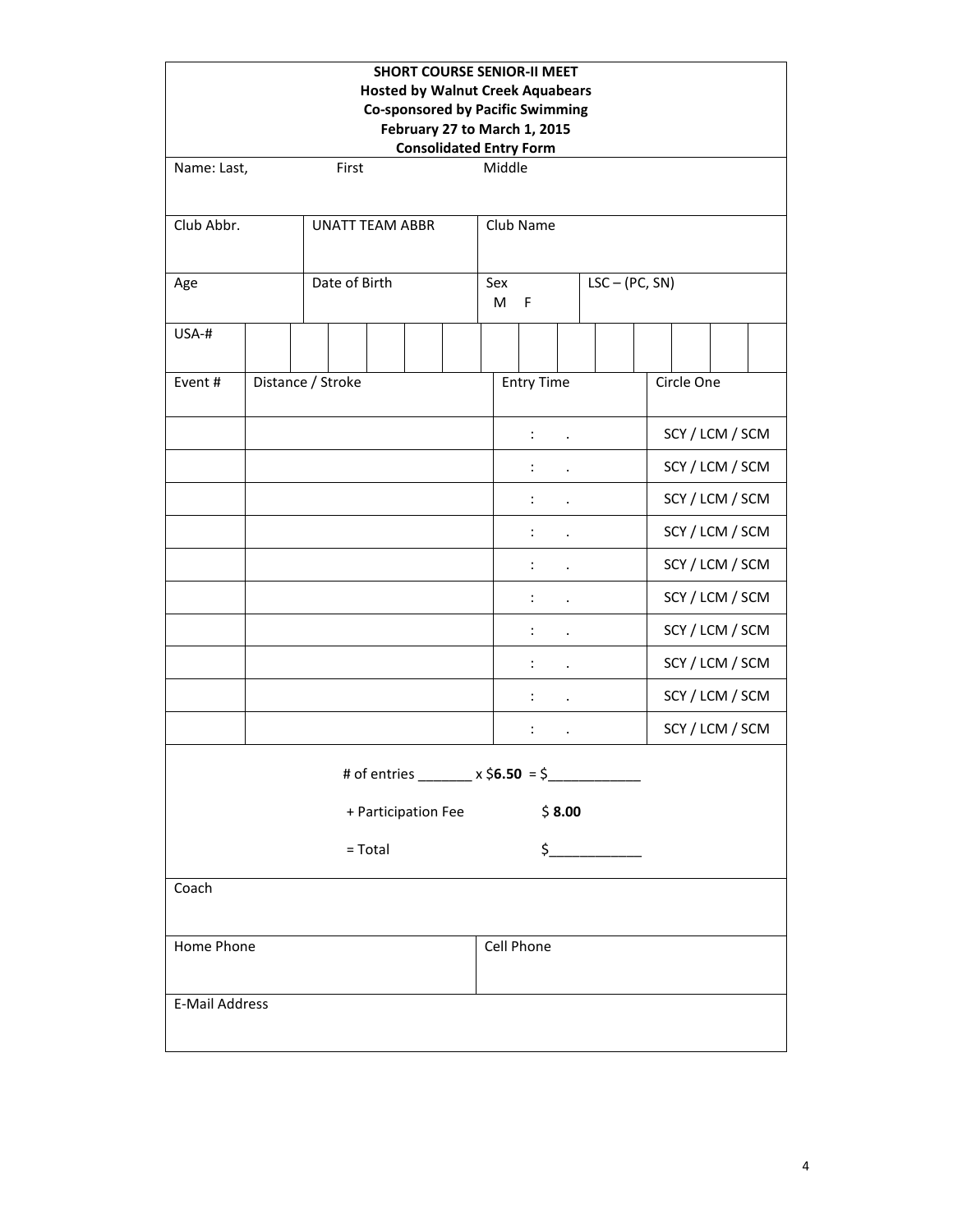**SHORT COURSE SENIOR-II MEET**
**Hosted by Walnut Creek Aquabears**
**Co-sponsored by Pacific Swimming**
**February 27 to March 1, 2015**
**Consolidated Entry Form**

| Name: Last, | First | Middle |
|---|---|---|
| | | |

| Club Abbr. | UNATT TEAM ABBR | Club Name |
|---|---|---|
| | | |

| Age | Date of Birth | Sex M F | LSC – (PC, SN) |
|---|---|---|---|
| | | | |

| USA-# | | | | | | | | | | | | | |
|---|---|---|---|---|---|---|---|---|---|---|---|---|---|

| Event # | Distance / Stroke | Entry Time | Circle One |
|---|---|---|---|
| | | : . | SCY / LCM / SCM |
| | | : . | SCY / LCM / SCM |
| | | : . | SCY / LCM / SCM |
| | | : . | SCY / LCM / SCM |
| | | : . | SCY / LCM / SCM |
| | | : . | SCY / LCM / SCM |
| | | : . | SCY / LCM / SCM |
| | | : . | SCY / LCM / SCM |
| | | : . | SCY / LCM / SCM |
| | | : . | SCY / LCM / SCM |

\# of entries _______ x $**6.50** = $____________

+ Participation Fee $ **8.00**

= Total $____________

| Coach |
|---|
| |

| Home Phone | Cell Phone |
|---|---|
| | |

| E-Mail Address |
|---|
| |